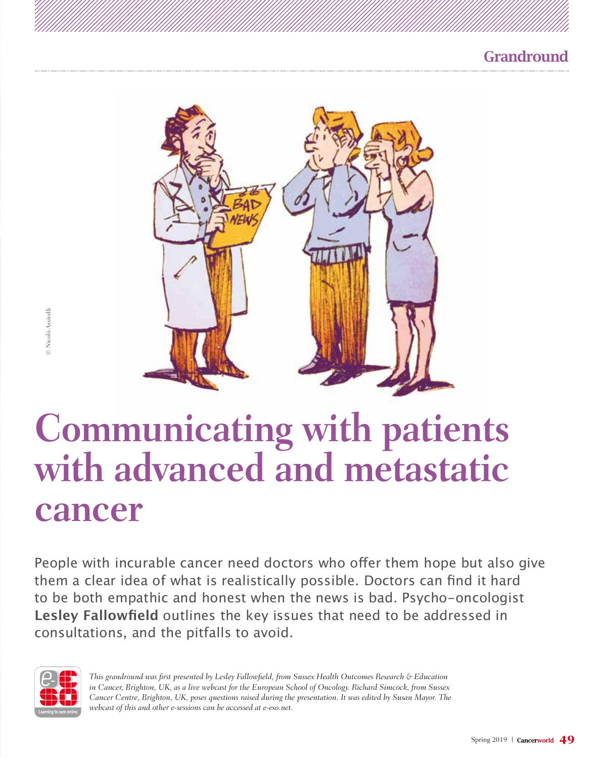# Communicating with patients with advanced and metastatic cancer

People with incurable cancer need doctors who offer them hope but also give them a clear idea of what is realistically possible. Doctors can find it hard to be both empathic and honest when the news is bad. Psycho-oncologist **Lesley Fallowfield** outlines the key issues that need to be addressed in consultations, and the pitfalls to avoid.

*This grandround was first presented by Lesley Fallowfield, from Sussex Health Outcomes Research & Education in Cancer, Brighton, UK, as a live webcast for the European School of Oncology. Richard Simcock, from Sussex Cancer Centre, Brighton, UK, poses questions raised during the presentation. It was edited by Susan Mayor. The webcast of this and other e-sessions can be accessed at e-eso.net.*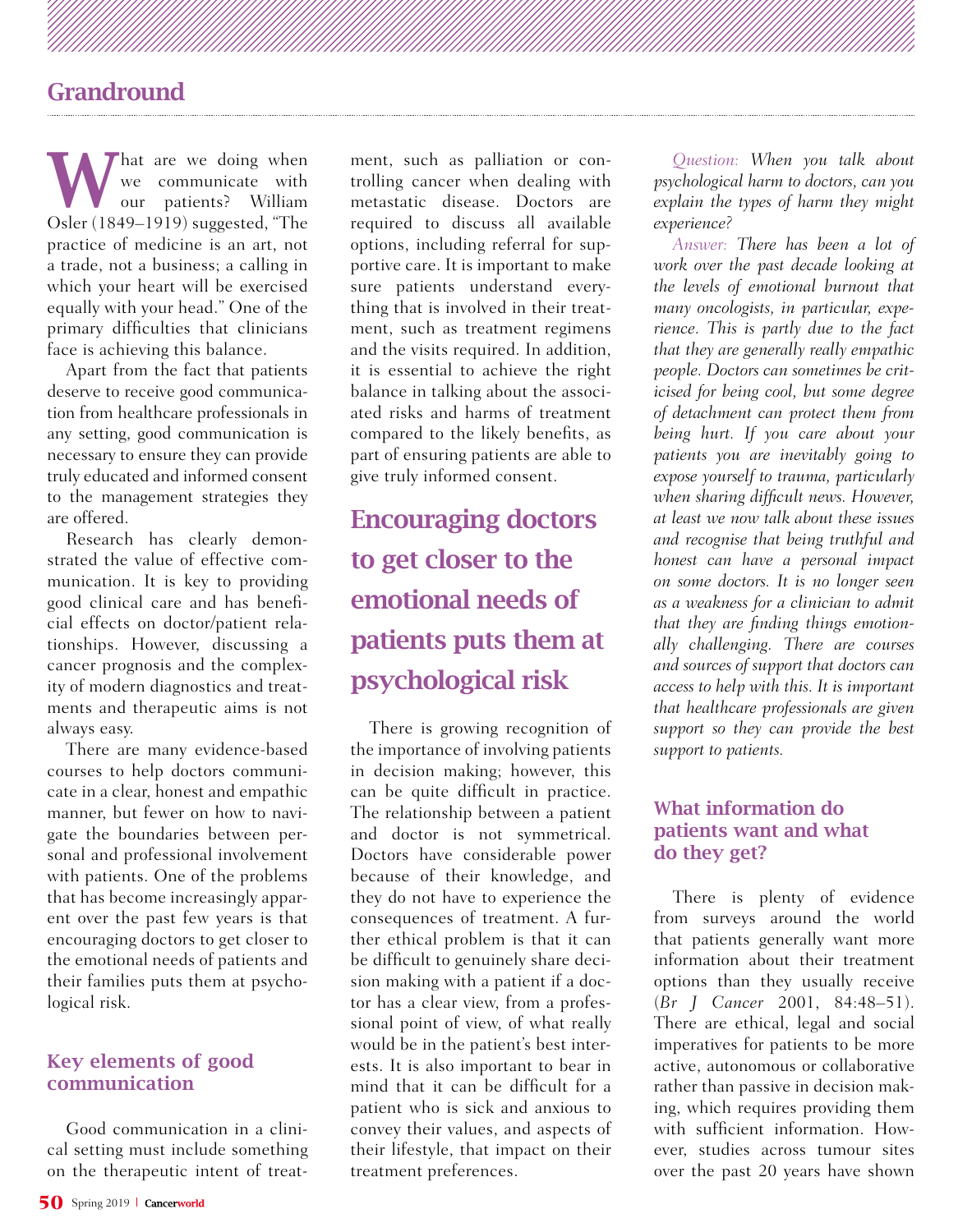## Grandround

What are we doing when we communicate with our patients? William Osler (1849–1919) suggested, "The practice of medicine is an art, not a trade, not a business; a calling in which your heart will be exercised equally with your head." One of the primary difficulties that clinicians face is achieving this balance.

Apart from the fact that patients deserve to receive good communication from healthcare professionals in any setting, good communication is necessary to ensure they can provide truly educated and informed consent to the management strategies they are offered.

Research has clearly demonstrated the value of effective communication. It is key to providing good clinical care and has beneficial effects on doctor/patient relationships. However, discussing a cancer prognosis and the complexity of modern diagnostics and treatments and therapeutic aims is not always easy.

There are many evidence-based courses to help doctors communicate in a clear, honest and empathic manner, but fewer on how to navigate the boundaries between personal and professional involvement with patients. One of the problems that has become increasingly apparent over the past few years is that encouraging doctors to get closer to the emotional needs of patients and their families puts them at psychological risk.

### Key elements of good communication

Good communication in a clinical setting must include something on the therapeutic intent of treatment, such as palliation or controlling cancer when dealing with metastatic disease. Doctors are required to discuss all available options, including referral for supportive care. It is important to make sure patients understand everything that is involved in their treatment, such as treatment regimens and the visits required. In addition, it is essential to achieve the right balance in talking about the associated risks and harms of treatment compared to the likely benefits, as part of ensuring patients are able to give truly informed consent.

> **Encouraging doctors to get closer to the emotional needs of patients puts them at psychological risk**

There is growing recognition of the importance of involving patients in decision making; however, this can be quite difficult in practice. The relationship between a patient and doctor is not symmetrical. Doctors have considerable power because of their knowledge, and they do not have to experience the consequences of treatment. A further ethical problem is that it can be difficult to genuinely share decision making with a patient if a doctor has a clear view, from a professional point of view, of what really would be in the patient's best interests. It is also important to bear in mind that it can be difficult for a patient who is sick and anxious to convey their values, and aspects of their lifestyle, that impact on their treatment preferences.

*Question: When you talk about psychological harm to doctors, can you explain the types of harm they might experience?*

*Answer: There has been a lot of work over the past decade looking at the levels of emotional burnout that many oncologists, in particular, experience. This is partly due to the fact that they are generally really empathic people. Doctors can sometimes be criticised for being cool, but some degree of detachment can protect them from being hurt. If you care about your patients you are inevitably going to expose yourself to trauma, particularly when sharing difficult news. However, at least we now talk about these issues and recognise that being truthful and honest can have a personal impact on some doctors. It is no longer seen as a weakness for a clinician to admit that they are finding things emotionally challenging. There are courses and sources of support that doctors can access to help with this. It is important that healthcare professionals are given support so they can provide the best support to patients.*

### What information do patients want and what do they get?

There is plenty of evidence from surveys around the world that patients generally want more information about their treatment options than they usually receive (*Br J Cancer* 2001, 84:48–51). There are ethical, legal and social imperatives for patients to be more active, autonomous or collaborative rather than passive in decision making, which requires providing them with sufficient information. However, studies across tumour sites over the past 20 years have shown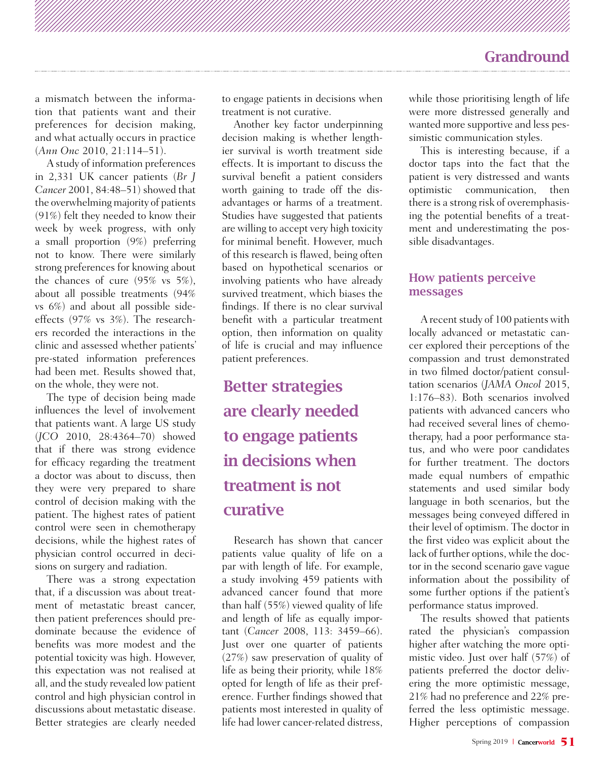a mismatch between the information that patients want and their preferences for decision making, and what actually occurs in practice (*Ann Onc* 2010, 21:114–51).

A study of information preferences in 2,331 UK cancer patients (*Br J Cancer* 2001, 84:48–51) showed that the overwhelming majority of patients (91%) felt they needed to know their week by week progress, with only a small proportion (9%) preferring not to know. There were similarly strong preferences for knowing about the chances of cure (95% vs 5%), about all possible treatments (94% vs 6%) and about all possible side-effects (97% vs 3%). The researchers recorded the interactions in the clinic and assessed whether patients' pre-stated information preferences had been met. Results showed that, on the whole, they were not.

The type of decision being made influences the level of involvement that patients want. A large US study (*JCO* 2010, 28:4364–70) showed that if there was strong evidence for efficacy regarding the treatment a doctor was about to discuss, then they were very prepared to share control of decision making with the patient. The highest rates of patient control were seen in chemotherapy decisions, while the highest rates of physician control occurred in decisions on surgery and radiation.

There was a strong expectation that, if a discussion was about treatment of metastatic breast cancer, then patient preferences should predominate because the evidence of benefits was more modest and the potential toxicity was high. However, this expectation was not realised at all, and the study revealed low patient control and high physician control in discussions about metastatic disease. Better strategies are clearly needed to engage patients in decisions when treatment is not curative.

Another key factor underpinning decision making is whether lengthier survival is worth treatment side effects. It is important to discuss the survival benefit a patient considers worth gaining to trade off the disadvantages or harms of a treatment. Studies have suggested that patients are willing to accept very high toxicity for minimal benefit. However, much of this research is flawed, being often based on hypothetical scenarios or involving patients who have already survived treatment, which biases the findings. If there is no clear survival benefit with a particular treatment option, then information on quality of life is crucial and may influence patient preferences.

> **Better strategies are clearly needed to engage patients in decisions when treatment is not curative**

Research has shown that cancer patients value quality of life on a par with length of life. For example, a study involving 459 patients with advanced cancer found that more than half (55%) viewed quality of life and length of life as equally important (*Cancer* 2008, 113: 3459–66). Just over one quarter of patients (27%) saw preservation of quality of life as being their priority, while 18% opted for length of life as their preference. Further findings showed that patients most interested in quality of life had lower cancer-related distress, while those prioritising length of life were more distressed generally and wanted more supportive and less pessimistic communication styles.

This is interesting because, if a doctor taps into the fact that the patient is very distressed and wants optimistic communication, then there is a strong risk of overemphasising the potential benefits of a treatment and underestimating the possible disadvantages.

## How patients perceive messages

A recent study of 100 patients with locally advanced or metastatic cancer explored their perceptions of the compassion and trust demonstrated in two filmed doctor/patient consultation scenarios (*JAMA Oncol* 2015, 1:176–83). Both scenarios involved patients with advanced cancers who had received several lines of chemotherapy, had a poor performance status, and who were poor candidates for further treatment. The doctors made equal numbers of empathic statements and used similar body language in both scenarios, but the messages being conveyed differed in their level of optimism. The doctor in the first video was explicit about the lack of further options, while the doctor in the second scenario gave vague information about the possibility of some further options if the patient's performance status improved.

The results showed that patients rated the physician's compassion higher after watching the more optimistic video. Just over half (57%) of patients preferred the doctor delivering the more optimistic message, 21% had no preference and 22% preferred the less optimistic message. Higher perceptions of compassion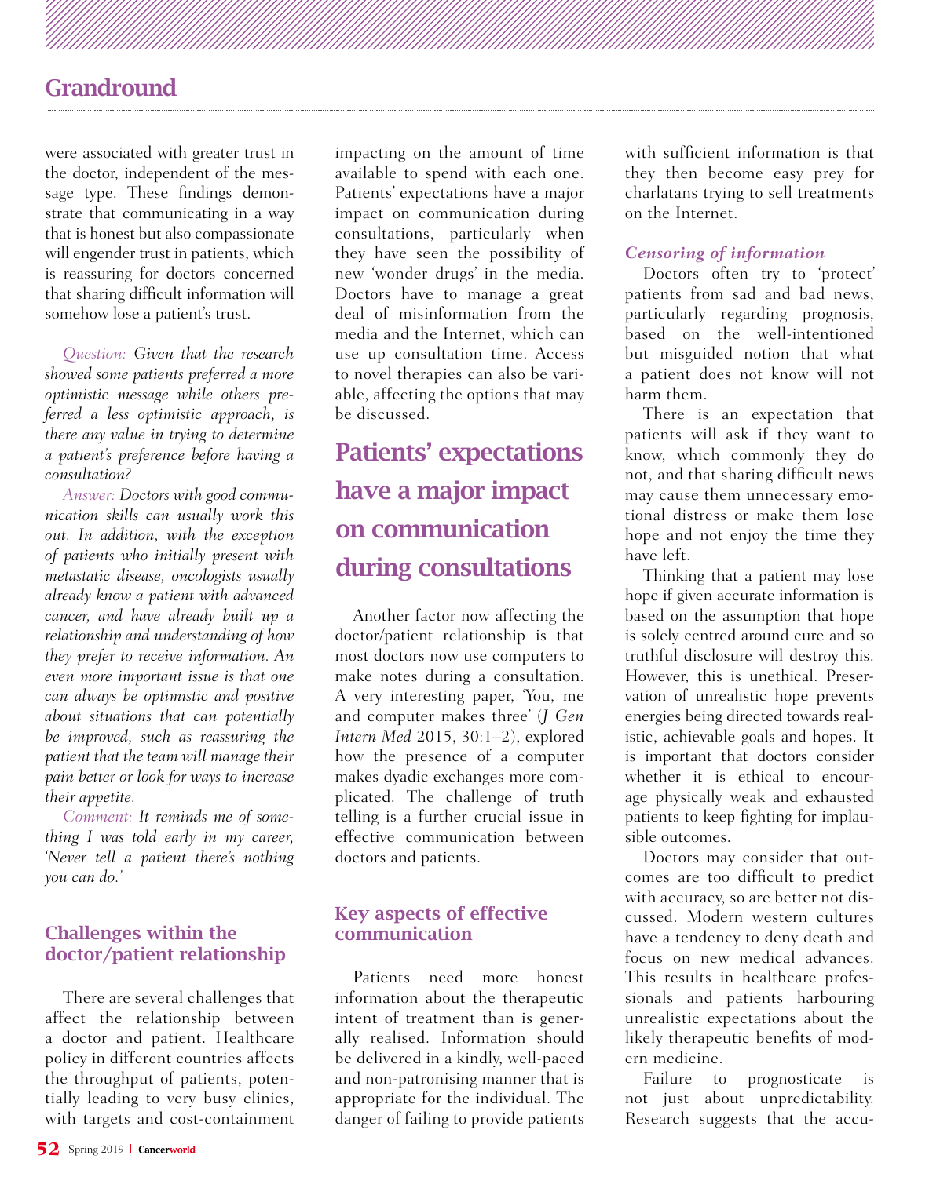were associated with greater trust in the doctor, independent of the message type. These findings demonstrate that communicating in a way that is honest but also compassionate will engender trust in patients, which is reassuring for doctors concerned that sharing difficult information will somehow lose a patient's trust.

*Question: Given that the research showed some patients preferred a more optimistic message while others preferred a less optimistic approach, is there any value in trying to determine a patient's preference before having a consultation?*

*Answer: Doctors with good communication skills can usually work this out. In addition, with the exception of patients who initially present with metastatic disease, oncologists usually already know a patient with advanced cancer, and have already built up a relationship and understanding of how they prefer to receive information. An even more important issue is that one can always be optimistic and positive about situations that can potentially be improved, such as reassuring the patient that the team will manage their pain better or look for ways to increase their appetite.*

*Comment: It reminds me of something I was told early in my career, 'Never tell a patient there's nothing you can do.'*

## Challenges within the doctor/patient relationship

There are several challenges that affect the relationship between a doctor and patient. Healthcare policy in different countries affects the throughput of patients, potentially leading to very busy clinics, with targets and cost-containment impacting on the amount of time available to spend with each one. Patients' expectations have a major impact on communication during consultations, particularly when they have seen the possibility of new 'wonder drugs' in the media. Doctors have to manage a great deal of misinformation from the media and the Internet, which can use up consultation time. Access to novel therapies can also be variable, affecting the options that may be discussed.

**Patients' expectations have a major impact on communication during consultations**

Another factor now affecting the doctor/patient relationship is that most doctors now use computers to make notes during a consultation. A very interesting paper, 'You, me and computer makes three' (*J Gen Intern Med* 2015, 30:1–2), explored how the presence of a computer makes dyadic exchanges more complicated. The challenge of truth telling is a further crucial issue in effective communication between doctors and patients.

## Key aspects of effective communication

Patients need more honest information about the therapeutic intent of treatment than is generally realised. Information should be delivered in a kindly, well-paced and non-patronising manner that is appropriate for the individual. The danger of failing to provide patients with sufficient information is that they then become easy prey for charlatans trying to sell treatments on the Internet.

### *Censoring of information*

Doctors often try to 'protect' patients from sad and bad news, particularly regarding prognosis, based on the well-intentioned but misguided notion that what a patient does not know will not harm them.

There is an expectation that patients will ask if they want to know, which commonly they do not, and that sharing difficult news may cause them unnecessary emotional distress or make them lose hope and not enjoy the time they have left.

Thinking that a patient may lose hope if given accurate information is based on the assumption that hope is solely centred around cure and so truthful disclosure will destroy this. However, this is unethical. Preservation of unrealistic hope prevents energies being directed towards realistic, achievable goals and hopes. It is important that doctors consider whether it is ethical to encourage physically weak and exhausted patients to keep fighting for implausible outcomes.

Doctors may consider that outcomes are too difficult to predict with accuracy, so are better not discussed. Modern western cultures have a tendency to deny death and focus on new medical advances. This results in healthcare professionals and patients harbouring unrealistic expectations about the likely therapeutic benefits of modern medicine.

Failure to prognosticate is not just about unpredictability. Research suggests that the accu-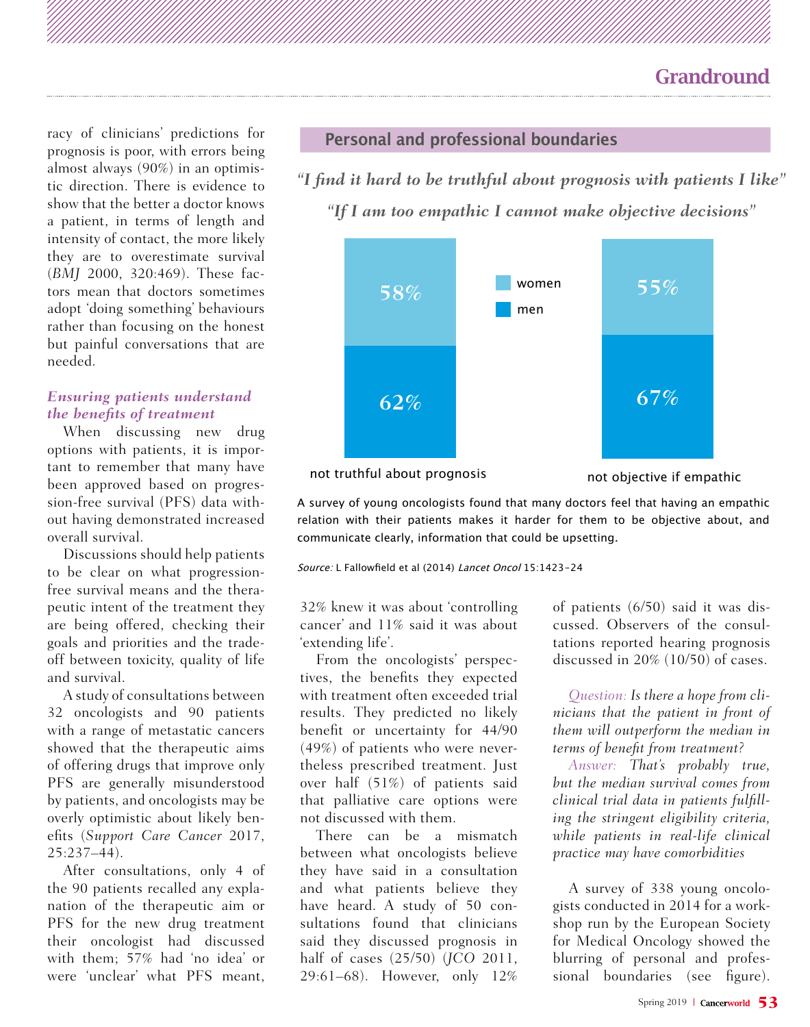racy of clinicians' predictions for prognosis is poor, with errors being almost always (90%) in an optimistic direction. There is evidence to show that the better a doctor knows a patient, in terms of length and intensity of contact, the more likely they are to overestimate survival (*BMJ* 2000, 320:469). These factors mean that doctors sometimes adopt 'doing something' behaviours rather than focusing on the honest but painful conversations that are needed.

### *Ensuring patients understand the benefits of treatment*

When discussing new drug options with patients, it is important to remember that many have been approved based on progression-free survival (PFS) data without having demonstrated increased overall survival.

Discussions should help patients to be clear on what progression-free survival means and the therapeutic intent of the treatment they are being offered, checking their goals and priorities and the trade-off between toxicity, quality of life and survival.

A study of consultations between 32 oncologists and 90 patients with a range of metastatic cancers showed that the therapeutic aims of offering drugs that improve only PFS are generally misunderstood by patients, and oncologists may be overly optimistic about likely benefits (*Support Care Cancer* 2017, 25:237–44).

After consultations, only 4 of the 90 patients recalled any explanation of the therapeutic aim or PFS for the new drug treatment their oncologist had discussed with them; 57% had 'no idea' or were 'unclear' what PFS meant, 32% knew it was about 'controlling cancer' and 11% said it was about 'extending life'.

From the oncologists' perspectives, the benefits they expected with treatment often exceeded trial results. They predicted no likely benefit or uncertainty for 44/90 (49%) of patients who were nevertheless prescribed treatment. Just over half (51%) of patients said that palliative care options were not discussed with them.

There can be a mismatch between what oncologists believe they have said in a consultation and what patients believe they have heard. A study of 50 consultations found that clinicians said they discussed prognosis in half of cases (25/50) (*JCO* 2011, 29:61–68). However, only 12% of patients (6/50) said it was discussed. Observers of the consultations reported hearing prognosis discussed in 20% (10/50) of cases.

*Question: Is there a hope from clinicians that the patient in front of them will outperform the median in terms of benefit from treatment?*

*Answer: That's probably true, but the median survival comes from clinical trial data in patients fulfilling the stringent eligibility criteria, while patients in real-life clinical practice may have comorbidities*

A survey of 338 young oncologists conducted in 2014 for a workshop run by the European Society for Medical Oncology showed the blurring of personal and professional boundaries (see figure).

## Personal and professional boundaries

*"I find it hard to be truthful about prognosis with patients I like"*

*"If I am too empathic I cannot make objective decisions"*

| | not truthful about prognosis | not objective if empathic |
|---|---|---|
| women | 58% | 55% |
| men | 62% | 67% |

A survey of young oncologists found that many doctors feel that having an empathic relation with their patients makes it harder for them to be objective about, and communicate clearly, information that could be upsetting.

*Source:* L Fallowfield et al (2014) *Lancet Oncol* 15:1423–24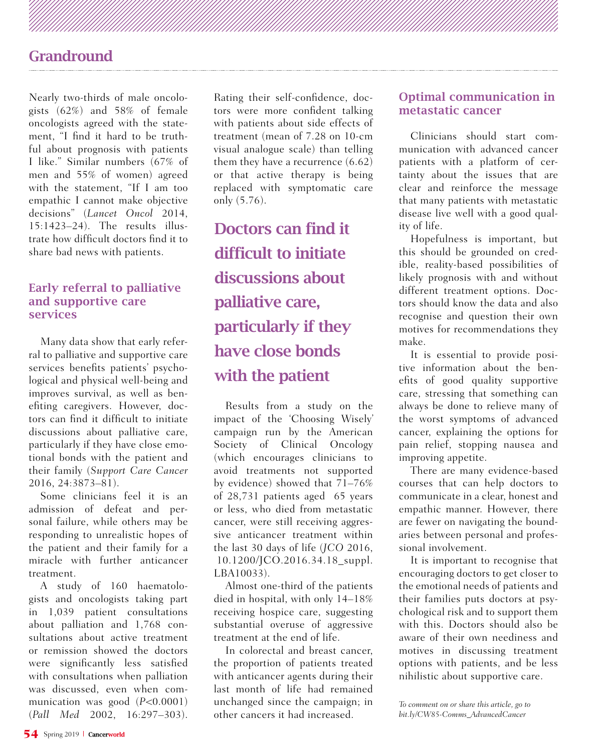Nearly two-thirds of male oncologists (62%) and 58% of female oncologists agreed with the statement, "I find it hard to be truthful about prognosis with patients I like." Similar numbers (67% of men and 55% of women) agreed with the statement, "If I am too empathic I cannot make objective decisions" (*Lancet Oncol* 2014, 15:1423–24). The results illustrate how difficult doctors find it to share bad news with patients.

## Early referral to palliative and supportive care services

Many data show that early referral to palliative and supportive care services benefits patients' psychological and physical well-being and improves survival, as well as benefiting caregivers. However, doctors can find it difficult to initiate discussions about palliative care, particularly if they have close emotional bonds with the patient and their family (*Support Care Cancer* 2016, 24:3873–81).

Some clinicians feel it is an admission of defeat and personal failure, while others may be responding to unrealistic hopes of the patient and their family for a miracle with further anticancer treatment.

A study of 160 haematologists and oncologists taking part in 1,039 patient consultations about palliation and 1,768 consultations about active treatment or remission showed the doctors were significantly less satisfied with consultations when palliation was discussed, even when communication was good ($P<0.0001$) (*Pall Med* 2002, 16:297–303).

Rating their self-confidence, doctors were more confident talking with patients about side effects of treatment (mean of 7.28 on 10-cm visual analogue scale) than telling them they have a recurrence (6.62) or that active therapy is being replaced with symptomatic care only (5.76).

**Doctors can find it difficult to initiate discussions about palliative care, particularly if they have close bonds with the patient**

Results from a study on the impact of the 'Choosing Wisely' campaign run by the American Society of Clinical Oncology (which encourages clinicians to avoid treatments not supported by evidence) showed that 71–76% of 28,731 patients aged 65 years or less, who died from metastatic cancer, were still receiving aggressive anticancer treatment within the last 30 days of life (*JCO* 2016, 10.1200/JCO.2016.34.18_suppl.LBA10033).

Almost one-third of the patients died in hospital, with only 14–18% receiving hospice care, suggesting substantial overuse of aggressive treatment at the end of life.

In colorectal and breast cancer, the proportion of patients treated with anticancer agents during their last month of life had remained unchanged since the campaign; in other cancers it had increased.

## Optimal communication in metastatic cancer

Clinicians should start communication with advanced cancer patients with a platform of certainty about the issues that are clear and reinforce the message that many patients with metastatic disease live well with a good quality of life.

Hopefulness is important, but this should be grounded on credible, reality-based possibilities of likely prognosis with and without different treatment options. Doctors should know the data and also recognise and question their own motives for recommendations they make.

It is essential to provide positive information about the benefits of good quality supportive care, stressing that something can always be done to relieve many of the worst symptoms of advanced cancer, explaining the options for pain relief, stopping nausea and improving appetite.

There are many evidence-based courses that can help doctors to communicate in a clear, honest and empathic manner. However, there are fewer on navigating the boundaries between personal and professional involvement.

It is important to recognise that encouraging doctors to get closer to the emotional needs of patients and their families puts doctors at psychological risk and to support them with this. Doctors should also be aware of their own neediness and motives in discussing treatment options with patients, and be less nihilistic about supportive care.

*To comment on or share this article, go to bit.ly/CW85-Comms_AdvancedCancer*